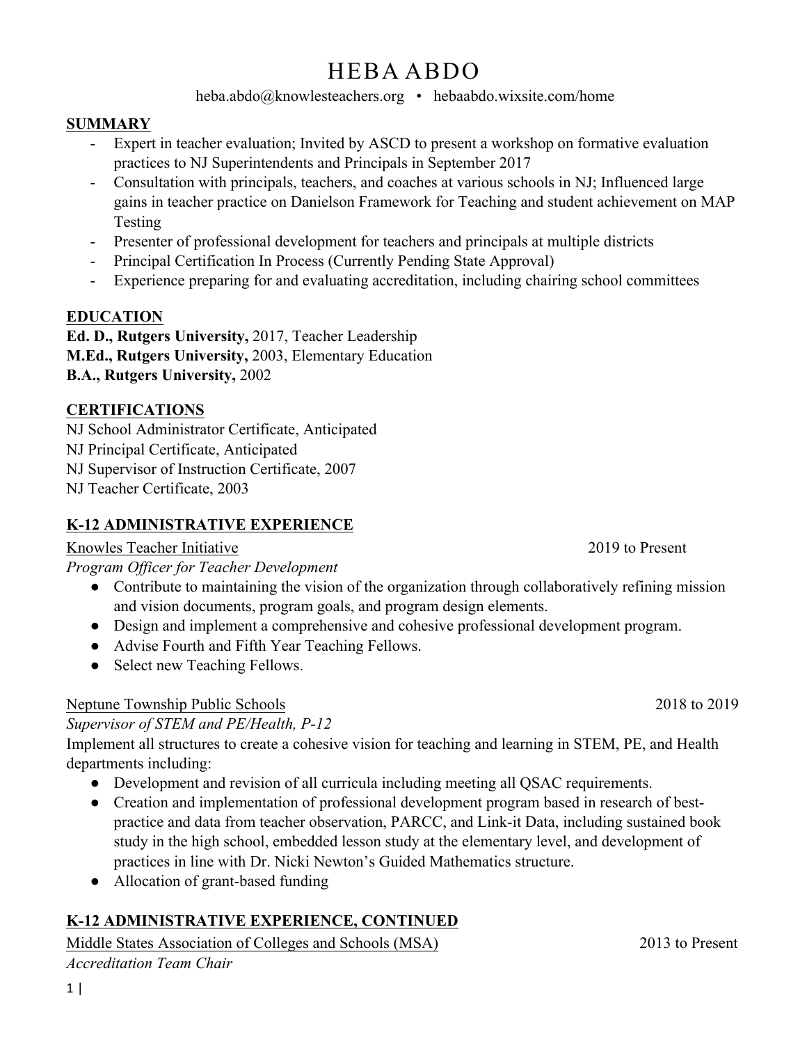# HEBA ABDO

heba.abdo@knowlesteachers.org • hebaabdo.wixsite.com/home

## SUMMARY

- Expert in teacher evaluation; Invited by ASCD to present a workshop on formative evaluation practices to NJ Superintendents and Principals in September 2017
- Consultation with principals, teachers, and coaches at various schools in NJ; Influenced large gains in teacher practice on Danielson Framework for Teaching and student achievement on MAP Testing
- Presenter of professional development for teachers and principals at multiple districts
- Principal Certification In Process (Currently Pending State Approval)
- Experience preparing for and evaluating accreditation, including chairing school committees

## EDUCATION

**Ed. D., Rutgers University,** 2017, Teacher Leadership
**M.Ed., Rutgers University,** 2003, Elementary Education
**B.A., Rutgers University,** 2002

## CERTIFICATIONS

NJ School Administrator Certificate, Anticipated
NJ Principal Certificate, Anticipated
NJ Supervisor of Instruction Certificate, 2007
NJ Teacher Certificate, 2003

## K-12 ADMINISTRATIVE EXPERIENCE

Knowles Teacher Initiative — 2019 to Present
*Program Officer for Teacher Development*

- Contribute to maintaining the vision of the organization through collaboratively refining mission and vision documents, program goals, and program design elements.
- Design and implement a comprehensive and cohesive professional development program.
- Advise Fourth and Fifth Year Teaching Fellows.
- Select new Teaching Fellows.

Neptune Township Public Schools — 2018 to 2019
*Supervisor of STEM and PE/Health, P-12*

Implement all structures to create a cohesive vision for teaching and learning in STEM, PE, and Health departments including:

- Development and revision of all curricula including meeting all QSAC requirements.
- Creation and implementation of professional development program based in research of best-practice and data from teacher observation, PARCC, and Link-it Data, including sustained book study in the high school, embedded lesson study at the elementary level, and development of practices in line with Dr. Nicki Newton's Guided Mathematics structure.
- Allocation of grant-based funding

## K-12 ADMINISTRATIVE EXPERIENCE, CONTINUED

Middle States Association of Colleges and Schools (MSA) — 2013 to Present
*Accreditation Team Chair*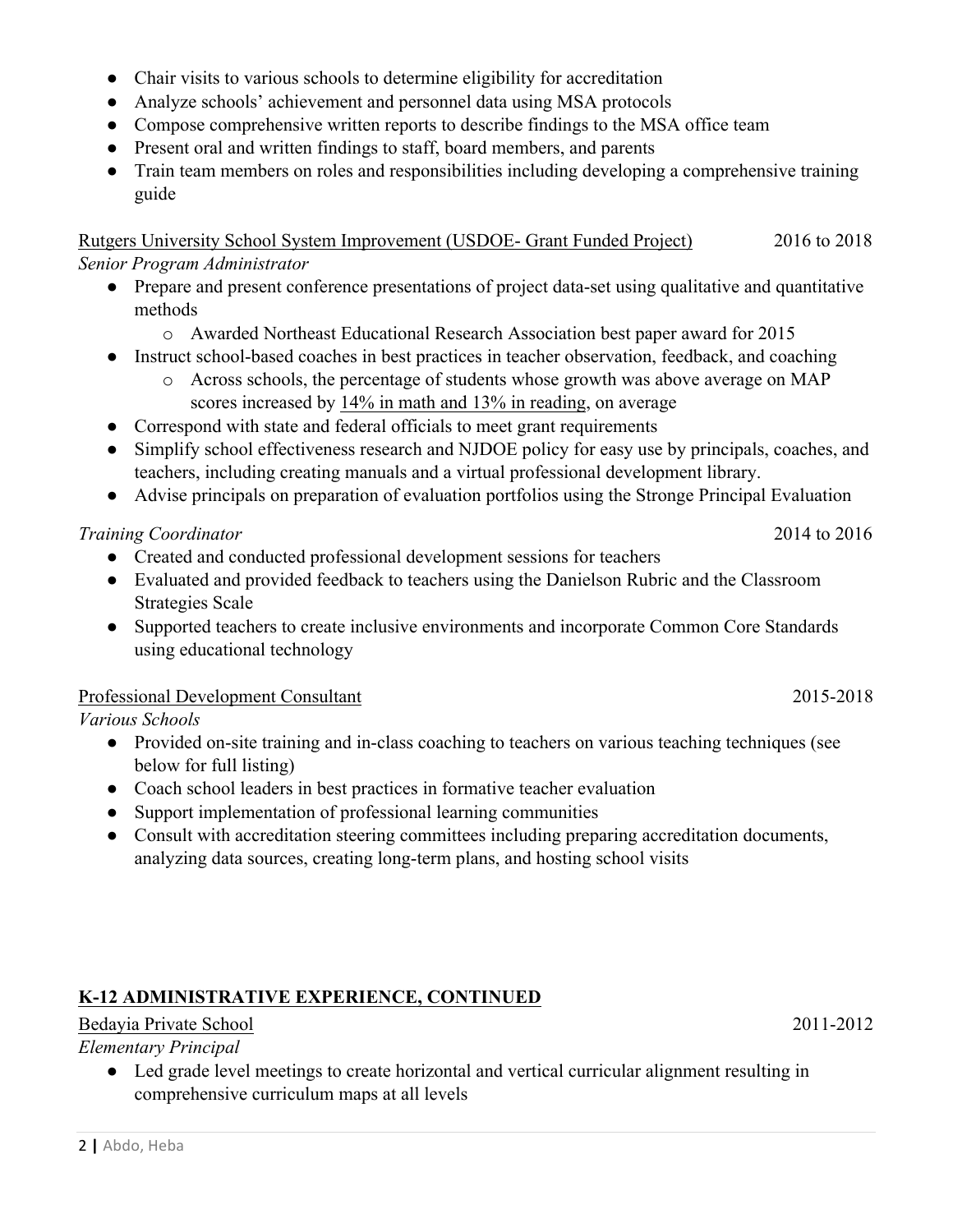- Chair visits to various schools to determine eligibility for accreditation
- Analyze schools' achievement and personnel data using MSA protocols
- Compose comprehensive written reports to describe findings to the MSA office team
- Present oral and written findings to staff, board members, and parents
- Train team members on roles and responsibilities including developing a comprehensive training guide

<u>Rutgers University School System Improvement (USDOE- Grant Funded Project)</u> 2016 to 2018

*Senior Program Administrator*

- Prepare and present conference presentations of project data-set using qualitative and quantitative methods
    - Awarded Northeast Educational Research Association best paper award for 2015
- Instruct school-based coaches in best practices in teacher observation, feedback, and coaching
    - Across schools, the percentage of students whose growth was above average on MAP scores increased by <u>14% in math and 13% in reading</u>, on average
- Correspond with state and federal officials to meet grant requirements
- Simplify school effectiveness research and NJDOE policy for easy use by principals, coaches, and teachers, including creating manuals and a virtual professional development library.
- Advise principals on preparation of evaluation portfolios using the Stronge Principal Evaluation

*Training Coordinator* 2014 to 2016

- Created and conducted professional development sessions for teachers
- Evaluated and provided feedback to teachers using the Danielson Rubric and the Classroom Strategies Scale
- Supported teachers to create inclusive environments and incorporate Common Core Standards using educational technology

<u>Professional Development Consultant</u> 2015-2018

*Various Schools*

- Provided on-site training and in-class coaching to teachers on various teaching techniques (see below for full listing)
- Coach school leaders in best practices in formative teacher evaluation
- Support implementation of professional learning communities
- Consult with accreditation steering committees including preparing accreditation documents, analyzing data sources, creating long-term plans, and hosting school visits

## K-12 ADMINISTRATIVE EXPERIENCE, CONTINUED

<u>Bedayia Private School</u> 2011-2012

*Elementary Principal*

- Led grade level meetings to create horizontal and vertical curricular alignment resulting in comprehensive curriculum maps at all levels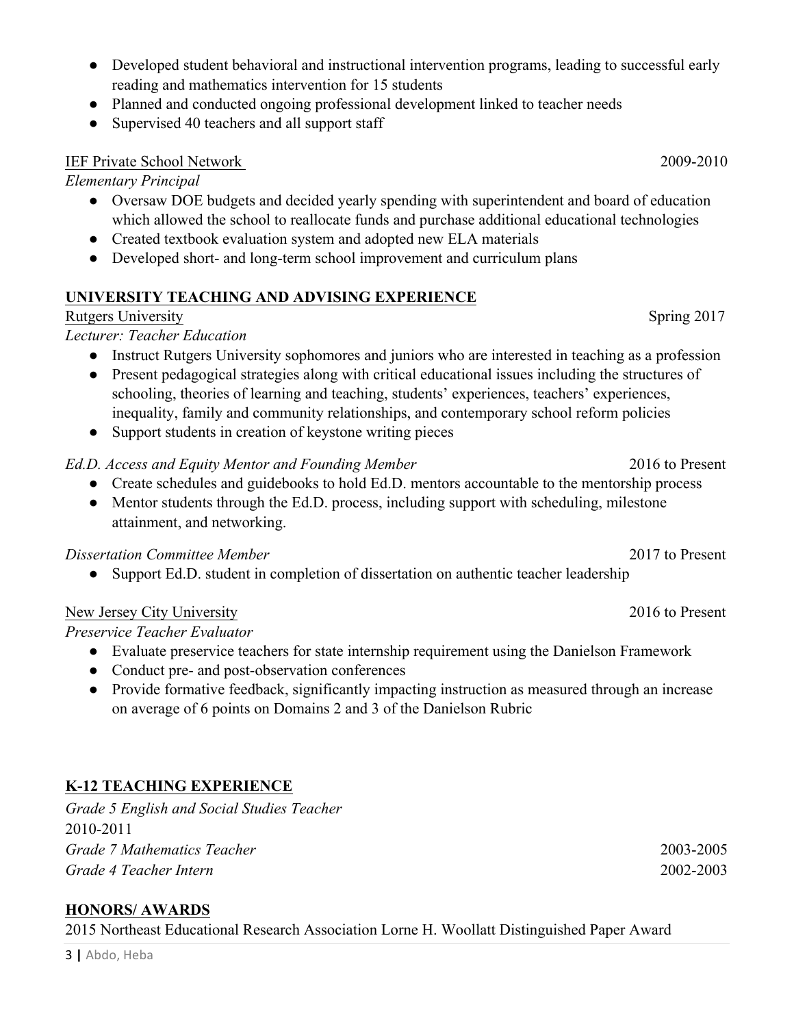- Developed student behavioral and instructional intervention programs, leading to successful early reading and mathematics intervention for 15 students
- Planned and conducted ongoing professional development linked to teacher needs
- Supervised 40 teachers and all support staff

IEF Private School Network 2009-2010

*Elementary Principal*

- Oversaw DOE budgets and decided yearly spending with superintendent and board of education which allowed the school to reallocate funds and purchase additional educational technologies
- Created textbook evaluation system and adopted new ELA materials
- Developed short- and long-term school improvement and curriculum plans

## UNIVERSITY TEACHING AND ADVISING EXPERIENCE

Rutgers University Spring 2017

*Lecturer: Teacher Education*

- Instruct Rutgers University sophomores and juniors who are interested in teaching as a profession
- Present pedagogical strategies along with critical educational issues including the structures of schooling, theories of learning and teaching, students' experiences, teachers' experiences, inequality, family and community relationships, and contemporary school reform policies
- Support students in creation of keystone writing pieces

*Ed.D. Access and Equity Mentor and Founding Member* 2016 to Present

- Create schedules and guidebooks to hold Ed.D. mentors accountable to the mentorship process
- Mentor students through the Ed.D. process, including support with scheduling, milestone attainment, and networking.

*Dissertation Committee Member* 2017 to Present

- Support Ed.D. student in completion of dissertation on authentic teacher leadership

New Jersey City University 2016 to Present

*Preservice Teacher Evaluator*

- Evaluate preservice teachers for state internship requirement using the Danielson Framework
- Conduct pre- and post-observation conferences
- Provide formative feedback, significantly impacting instruction as measured through an increase on average of 6 points on Domains 2 and 3 of the Danielson Rubric

## K-12 TEACHING EXPERIENCE

*Grade 5 English and Social Studies Teacher*
2010-2011

*Grade 7 Mathematics Teacher* 2003-2005

*Grade 4 Teacher Intern* 2002-2003

## HONORS/ AWARDS

2015 Northeast Educational Research Association Lorne H. Woollatt Distinguished Paper Award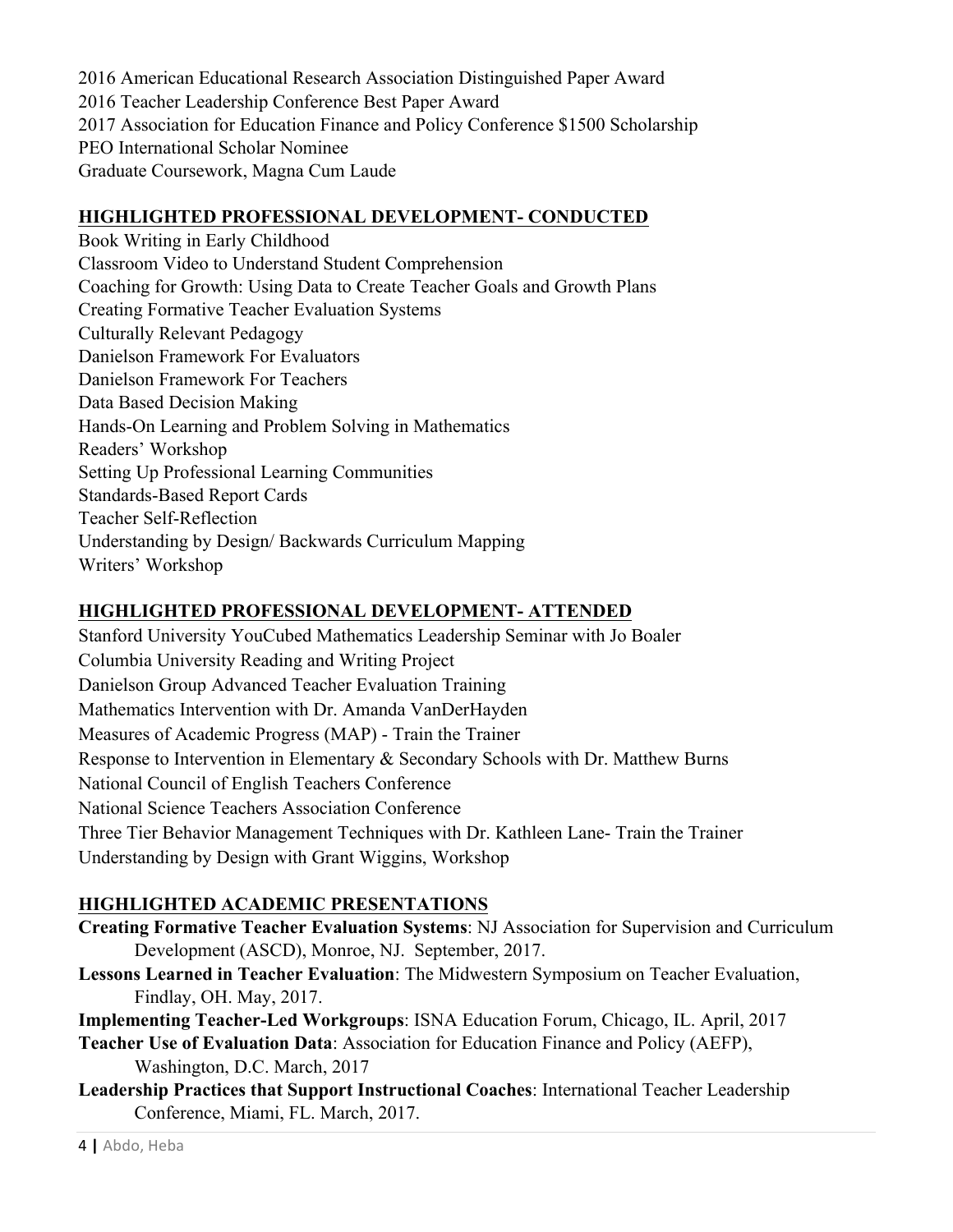2016 American Educational Research Association Distinguished Paper Award
2016 Teacher Leadership Conference Best Paper Award
2017 Association for Education Finance and Policy Conference $1500 Scholarship
PEO International Scholar Nominee
Graduate Coursework, Magna Cum Laude

## HIGHLIGHTED PROFESSIONAL DEVELOPMENT- CONDUCTED

Book Writing in Early Childhood
Classroom Video to Understand Student Comprehension
Coaching for Growth: Using Data to Create Teacher Goals and Growth Plans
Creating Formative Teacher Evaluation Systems
Culturally Relevant Pedagogy
Danielson Framework For Evaluators
Danielson Framework For Teachers
Data Based Decision Making
Hands-On Learning and Problem Solving in Mathematics
Readers' Workshop
Setting Up Professional Learning Communities
Standards-Based Report Cards
Teacher Self-Reflection
Understanding by Design/ Backwards Curriculum Mapping
Writers' Workshop

## HIGHLIGHTED PROFESSIONAL DEVELOPMENT- ATTENDED

Stanford University YouCubed Mathematics Leadership Seminar with Jo Boaler
Columbia University Reading and Writing Project
Danielson Group Advanced Teacher Evaluation Training
Mathematics Intervention with Dr. Amanda VanDerHayden
Measures of Academic Progress (MAP) - Train the Trainer
Response to Intervention in Elementary & Secondary Schools with Dr. Matthew Burns
National Council of English Teachers Conference
National Science Teachers Association Conference
Three Tier Behavior Management Techniques with Dr. Kathleen Lane- Train the Trainer
Understanding by Design with Grant Wiggins, Workshop

## HIGHLIGHTED ACADEMIC PRESENTATIONS

**Creating Formative Teacher Evaluation Systems**: NJ Association for Supervision and Curriculum Development (ASCD), Monroe, NJ. September, 2017.

**Lessons Learned in Teacher Evaluation**: The Midwestern Symposium on Teacher Evaluation, Findlay, OH. May, 2017.

**Implementing Teacher-Led Workgroups**: ISNA Education Forum, Chicago, IL. April, 2017

**Teacher Use of Evaluation Data**: Association for Education Finance and Policy (AEFP), Washington, D.C. March, 2017

**Leadership Practices that Support Instructional Coaches**: International Teacher Leadership Conference, Miami, FL. March, 2017.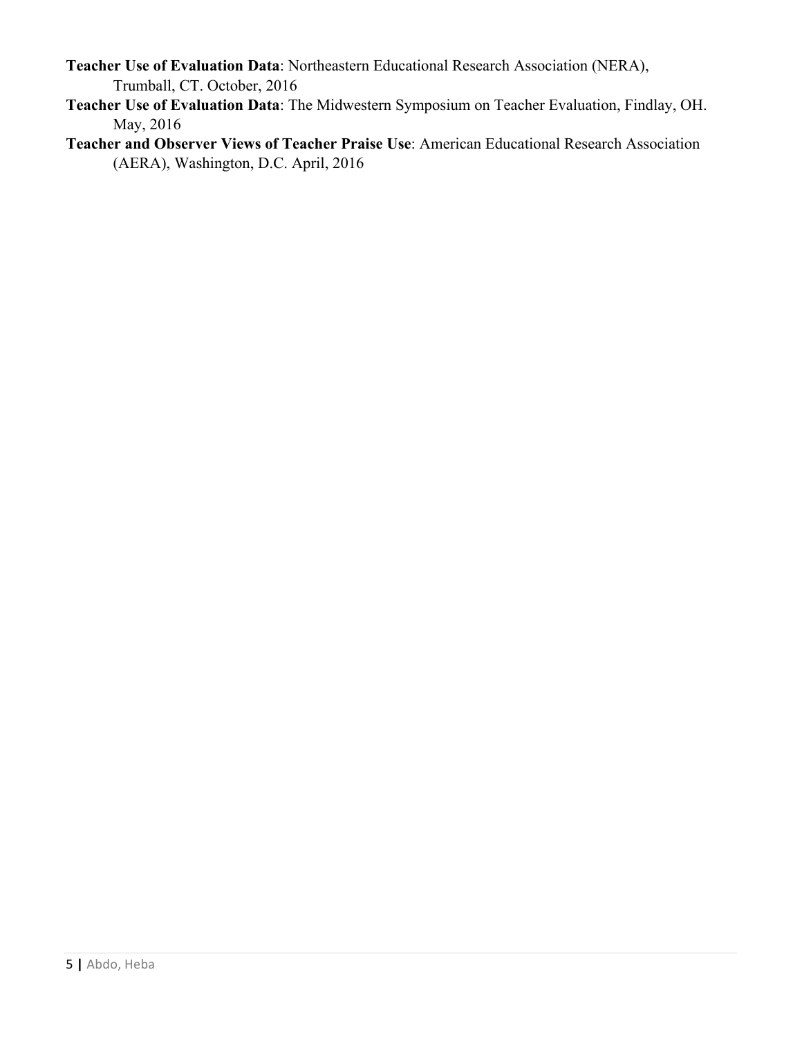**Teacher Use of Evaluation Data**: Northeastern Educational Research Association (NERA), Trumball, CT. October, 2016

**Teacher Use of Evaluation Data**: The Midwestern Symposium on Teacher Evaluation, Findlay, OH. May, 2016

**Teacher and Observer Views of Teacher Praise Use**: American Educational Research Association (AERA), Washington, D.C. April, 2016